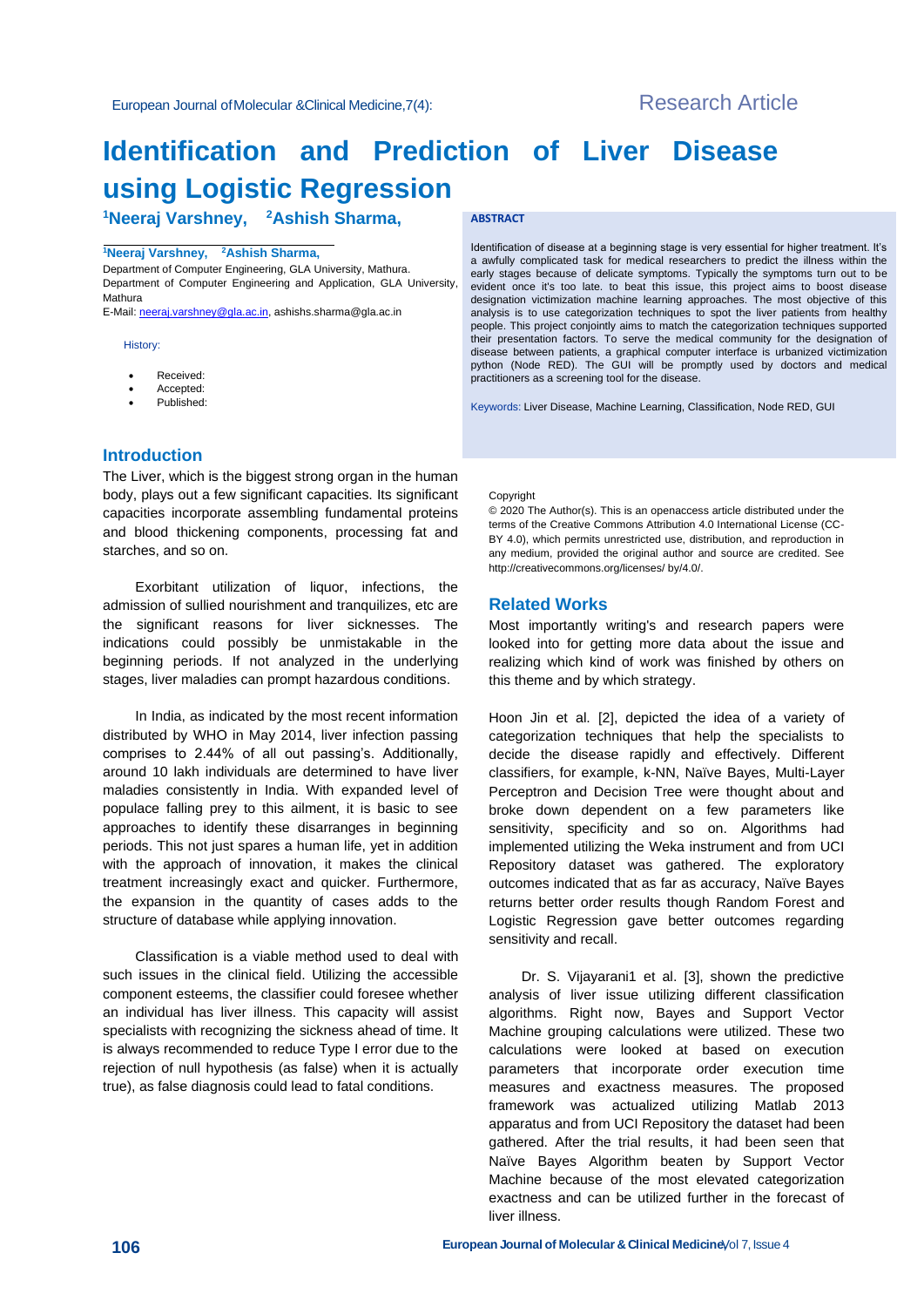Research Article

# Identification and Prediction of Liver Disease using Logistic Regression

[1]Neeraj Varshney, [2]Ashish Sharma,

[1]Neeraj Varshney, [2]Ashish Sharma,

Department of Computer Engineering, GLA University, Mathura.
Department of Computer Engineering and Application, GLA University, Mathura

E-Mail: neeraj.varshney@gla.ac.in, ashishs.sharma@gla.ac.in

History:

- Received:
- Accepted:
- Published:

**ABSTRACT**

Identification of disease at a beginning stage is very essential for higher treatment. It's a awfully complicated task for medical researchers to predict the illness within the early stages because of delicate symptoms. Typically the symptoms turn out to be evident once it's too late. to beat this issue, this project aims to boost disease designation victimization machine learning approaches. The most objective of this analysis is to use categorization techniques to spot the liver patients from healthy people. This project conjointly aims to match the categorization techniques supported their presentation factors. To serve the medical community for the designation of disease between patients, a graphical computer interface is urbanized victimization python (Node RED). The GUI will be promptly used by doctors and medical practitioners as a screening tool for the disease.

Keywords: Liver Disease, Machine Learning, Classification, Node RED, GUI

Copyright

© 2020 The Author(s). This is an openaccess article distributed under the terms of the Creative Commons Attribution 4.0 International License (CC-BY 4.0), which permits unrestricted use, distribution, and reproduction in any medium, provided the original author and source are credited. See http://creativecommons.org/licenses/ by/4.0/.

## Introduction

The Liver, which is the biggest strong organ in the human body, plays out a few significant capacities. Its significant capacities incorporate assembling fundamental proteins and blood thickening components, processing fat and starches, and so on.

Exorbitant utilization of liquor, infections, the admission of sullied nourishment and tranquilizes, etc are the significant reasons for liver sicknesses. The indications could possibly be unmistakable in the beginning periods. If not analyzed in the underlying stages, liver maladies can prompt hazardous conditions.

In India, as indicated by the most recent information distributed by WHO in May 2014, liver infection passing comprises to 2.44% of all out passing's. Additionally, around 10 lakh individuals are determined to have liver maladies consistently in India. With expanded level of populace falling prey to this ailment, it is basic to see approaches to identify these disarranges in beginning periods. This not just spares a human life, yet in addition with the approach of innovation, it makes the clinical treatment increasingly exact and quicker. Furthermore, the expansion in the quantity of cases adds to the structure of database while applying innovation.

Classification is a viable method used to deal with such issues in the clinical field. Utilizing the accessible component esteems, the classifier could foresee whether an individual has liver illness. This capacity will assist specialists with recognizing the sickness ahead of time. It is always recommended to reduce Type I error due to the rejection of null hypothesis (as false) when it is actually true), as false diagnosis could lead to fatal conditions.

## Related Works

Most importantly writing's and research papers were looked into for getting more data about the issue and realizing which kind of work was finished by others on this theme and by which strategy.

Hoon Jin et al. [2], depicted the idea of a variety of categorization techniques that help the specialists to decide the disease rapidly and effectively. Different classifiers, for example, k-NN, Naïve Bayes, Multi-Layer Perceptron and Decision Tree were thought about and broke down dependent on a few parameters like sensitivity, specificity and so on. Algorithms had implemented utilizing the Weka instrument and from UCI Repository dataset was gathered. The exploratory outcomes indicated that as far as accuracy, Naïve Bayes returns better order results though Random Forest and Logistic Regression gave better outcomes regarding sensitivity and recall.

Dr. S. Vijayarani1 et al. [3], shown the predictive analysis of liver issue utilizing different classification algorithms. Right now, Bayes and Support Vector Machine grouping calculations were utilized. These two calculations were looked at based on execution parameters that incorporate order execution time measures and exactness measures. The proposed framework was actualized utilizing Matlab 2013 apparatus and from UCI Repository the dataset had been gathered. After the trial results, it had been seen that Naïve Bayes Algorithm beaten by Support Vector Machine because of the most elevated categorization exactness and can be utilized further in the forecast of liver illness.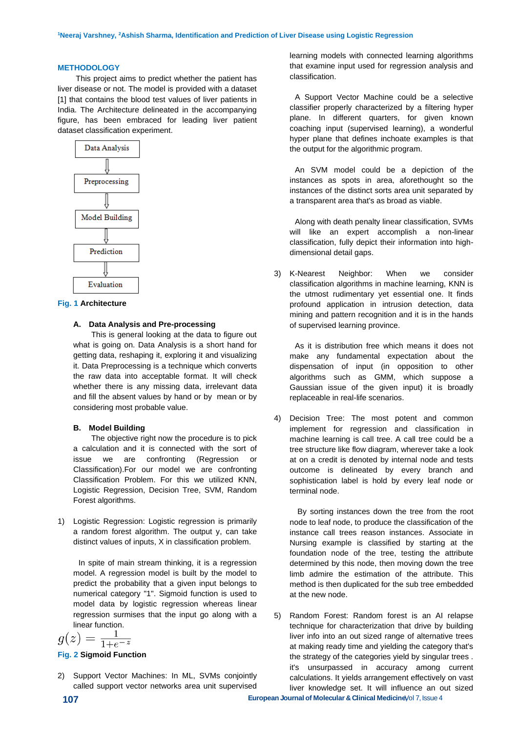## METHODOLOGY

This project aims to predict whether the patient has liver disease or not. The model is provided with a dataset [1] that contains the blood test values of liver patients in India. The Architecture delineated in the accompanying figure, has been embraced for leading liver patient dataset classification experiment.

Data Analysis → Preprocessing → Model Building → Prediction → Evaluation

**Fig. 1 Architecture**

### A. Data Analysis and Pre-processing

This is general looking at the data to figure out what is going on. Data Analysis is a short hand for getting data, reshaping it, exploring it and visualizing it. Data Preprocessing is a technique which converts the raw data into acceptable format. It will check whether there is any missing data, irrelevant data and fill the absent values by hand or by mean or by considering most probable value.

### B. Model Building

The objective right now the procedure is to pick a calculation and it is connected with the sort of issue we are confronting (Regression or Classification).For our model we are confronting Classification Problem. For this we utilized KNN, Logistic Regression, Decision Tree, SVM, Random Forest algorithms.

1) Logistic Regression: Logistic regression is primarily a random forest algorithm. The output y, can take distinct values of inputs, X in classification problem.

In spite of main stream thinking, it is a regression model. A regression model is built by the model to predict the probability that a given input belongs to numerical category "1". Sigmoid function is used to model data by logistic regression whereas linear regression surmises that the input go along with a linear function.

$$g(z) = \frac{1}{1+e^{-z}}$$

**Fig. 2 Sigmoid Function**

2) Support Vector Machines: In ML, SVMs conjointly called support vector networks area unit supervised learning models with connected learning algorithms that examine input used for regression analysis and classification.

A Support Vector Machine could be a selective classifier properly characterized by a filtering hyper plane. In different quarters, for given known coaching input (supervised learning), a wonderful hyper plane that defines inchoate examples is that the output for the algorithmic program.

An SVM model could be a depiction of the instances as spots in area, aforethought so the instances of the distinct sorts area unit separated by a transparent area that's as broad as viable.

Along with death penalty linear classification, SVMs will like an expert accomplish a non-linear classification, fully depict their information into high-dimensional detail gaps.

3) K-Nearest Neighbor: When we consider classification algorithms in machine learning, KNN is the utmost rudimentary yet essential one. It finds profound application in intrusion detection, data mining and pattern recognition and it is in the hands of supervised learning province.

As it is distribution free which means it does not make any fundamental expectation about the dispensation of input (in opposition to other algorithms such as GMM, which suppose a Gaussian issue of the given input) it is broadly replaceable in real-life scenarios.

4) Decision Tree: The most potent and common implement for regression and classification in machine learning is call tree. A call tree could be a tree structure like flow diagram, wherever take a look at on a credit is denoted by internal node and tests outcome is delineated by every branch and sophistication label is hold by every leaf node or terminal node.

By sorting instances down the tree from the root node to leaf node, to produce the classification of the instance call trees reason instances. Associate in Nursing example is classified by starting at the foundation node of the tree, testing the attribute determined by this node, then moving down the tree limb admire the estimation of the attribute. This method is then duplicated for the sub tree embedded at the new node.

5) Random Forest: Random forest is an AI relapse technique for characterization that drive by building liver info into an out sized range of alternative trees at making ready time and yielding the category that's the strategy of the categories yield by singular trees . it's unsurpassed in accuracy among current calculations. It yields arrangement effectively on vast liver knowledge set. It will influence an out sized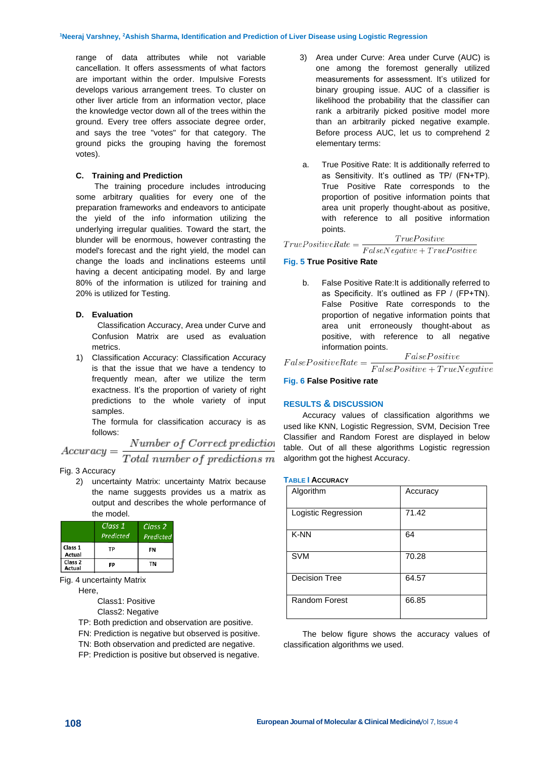range of data attributes while not variable cancellation. It offers assessments of what factors are important within the order. Impulsive Forests develops various arrangement trees. To cluster on other liver article from an information vector, place the knowledge vector down all of the trees within the ground. Every tree offers associate degree order, and says the tree "votes" for that category. The ground picks the grouping having the foremost votes).

### C. Training and Prediction

The training procedure includes introducing some arbitrary qualities for every one of the preparation frameworks and endeavors to anticipate the yield of the info information utilizing the underlying irregular qualities. Toward the start, the blunder will be enormous, however contrasting the model's forecast and the right yield, the model can change the loads and inclinations esteems until having a decent anticipating model. By and large 80% of the information is utilized for training and 20% is utilized for Testing.

### D. Evaluation

Classification Accuracy, Area under Curve and Confusion Matrix are used as evaluation metrics.

1) Classification Accuracy: Classification Accuracy is that the issue that we have a tendency to frequently mean, after we utilize the term exactness. It's the proportion of variety of right predictions to the whole variety of input samples.

The formula for classification accuracy is as follows:

$$Accuracy = \frac{Number\ of\ Correct\ predictio}{Total\ number\ of\ predictions\ m}$$

Fig. 3 Accuracy

2) uncertainty Matrix: uncertainty Matrix because the name suggests provides us a matrix as output and describes the whole performance of the model.

| | Class 1 Predicted | Class 2 Predicted |
|---|---|---|
| Class 1 Actual | TP | FN |
| Class 2 Actual | FP | TN |

Fig. 4 uncertainty Matrix

Here,

Class1: Positive

Class2: Negative

TP: Both prediction and observation are positive.

FN: Prediction is negative but observed is positive.

TN: Both observation and predicted are negative.

FP: Prediction is positive but observed is negative.

3) Area under Curve: Area under Curve (AUC) is one among the foremost generally utilized measurements for assessment. It's utilized for binary grouping issue. AUC of a classifier is likelihood the probability that the classifier can rank a arbitrarily picked positive model more than an arbitrarily picked negative example. Before process AUC, let us to comprehend 2 elementary terms:

a. True Positive Rate: It is additionally referred to as Sensitivity. It's outlined as TP/ (FN+TP). True Positive Rate corresponds to the proportion of positive information points that area unit properly thought-about as positive, with reference to all positive information points.

$$TruePositiveRate = \frac{TruePositive}{FalseNegative + TruePositive}$$

Fig. 5 True Positive Rate

b. False Positive Rate:It is additionally referred to as Specificity. It's outlined as FP / (FP+TN). False Positive Rate corresponds to the proportion of negative information points that area unit erroneously thought-about as positive, with reference to all negative information points.

$$FalsePositiveRate = \frac{FalsePositive}{FalsePositive + TrueNegative}$$

Fig. 6 False Positive rate

## RESULTS & DISCUSSION

Accuracy values of classification algorithms we used like KNN, Logistic Regression, SVM, Decision Tree Classifier and Random Forest are displayed in below table. Out of all these algorithms Logistic regression algorithm got the highest Accuracy.

TABLE I ACCURACY

| Algorithm | Accuracy |
|---|---|
| Logistic Regression | 71.42 |
| K-NN | 64 |
| SVM | 70.28 |
| Decision Tree | 64.57 |
| Random Forest | 66.85 |

The below figure shows the accuracy values of classification algorithms we used.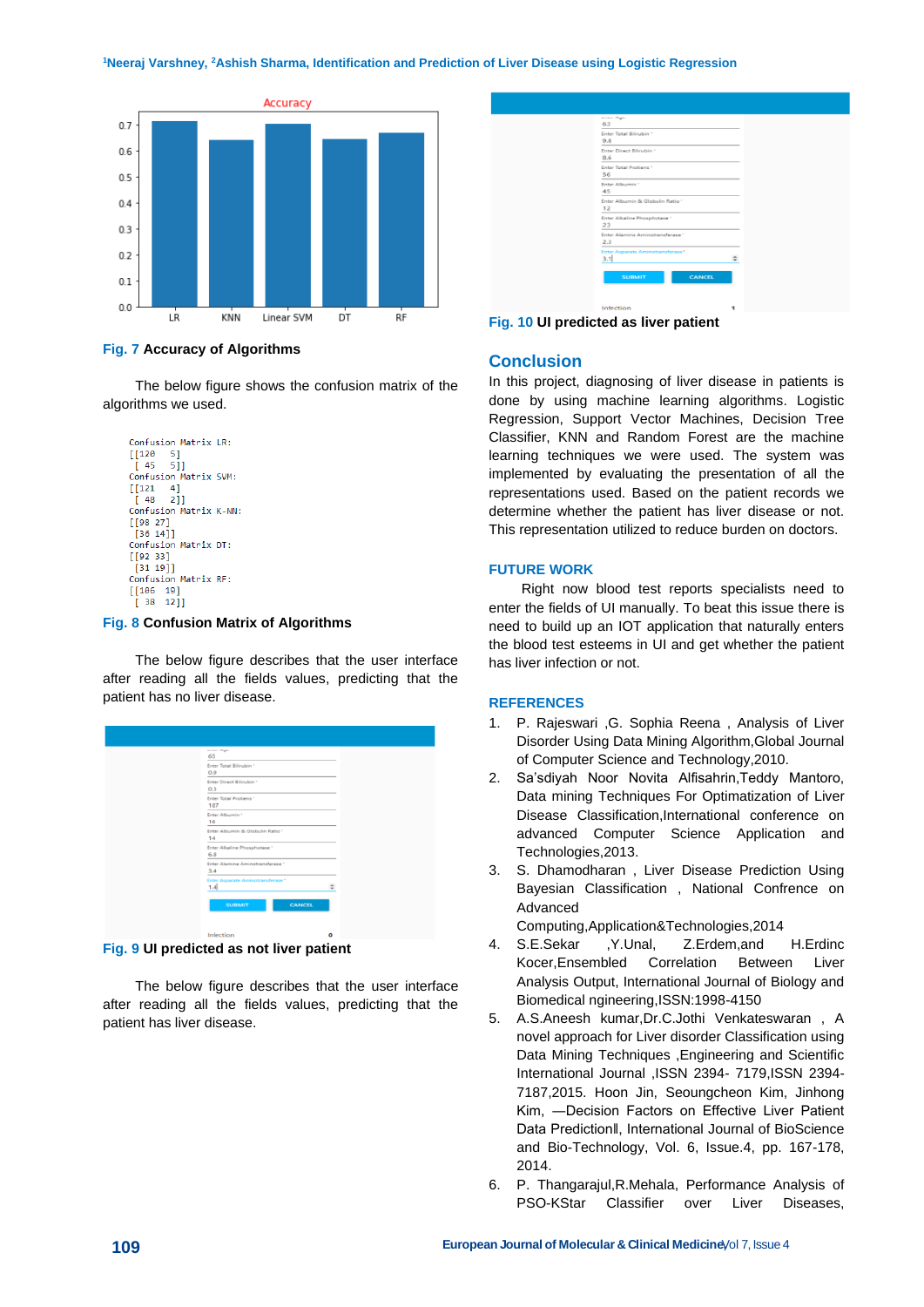Fig. 7 **Accuracy of Algorithms**

The below figure shows the confusion matrix of the algorithms we used.

```
Confusion Matrix LR:
[[120   5]
 [ 45   5]]
Confusion Matrix SVM:
[[121   4]
 [ 48   2]]
Confusion Matrix K-NN:
[[98 27]
 [36 14]]
Confusion Matrix DT:
[[92 33]
 [31 19]]
Confusion Matrix RF:
[[106  19]
 [ 38  12]]
```

Fig. 8 **Confusion Matrix of Algorithms**

The below figure describes that the user interface after reading all the fields values, predicting that the patient has no liver disease.

Fig. 9 **UI predicted as not liver patient**

The below figure describes that the user interface after reading all the fields values, predicting that the patient has liver disease.

Fig. 10 **UI predicted as liver patient**

## Conclusion

In this project, diagnosing of liver disease in patients is done by using machine learning algorithms. Logistic Regression, Support Vector Machines, Decision Tree Classifier, KNN and Random Forest are the machine learning techniques we were used. The system was implemented by evaluating the presentation of all the representations used. Based on the patient records we determine whether the patient has liver disease or not. This representation utilized to reduce burden on doctors.

## FUTURE WORK

Right now blood test reports specialists need to enter the fields of UI manually. To beat this issue there is need to build up an IOT application that naturally enters the blood test esteems in UI and get whether the patient has liver infection or not.

## REFERENCES

1. P. Rajeswari ,G. Sophia Reena , Analysis of Liver Disorder Using Data Mining Algorithm,Global Journal of Computer Science and Technology,2010.
2. Sa'sdiyah Noor Novita Alfisahrin,Teddy Mantoro, Data mining Techniques For Optimatization of Liver Disease Classification,International conference on advanced Computer Science Application and Technologies,2013.
3. S. Dhamodharan , Liver Disease Prediction Using Bayesian Classification , National Confrence on Advanced Computing,Application&Technologies,2014
4. S.E.Sekar ,Y.Unal, Z.Erdem,and H.Erdinc Kocer,Ensembled Correlation Between Liver Analysis Output, International Journal of Biology and Biomedical ngineering,ISSN:1998-4150
5. A.S.Aneesh kumar,Dr.C.Jothi Venkateswaran , A novel approach for Liver disorder Classification using Data Mining Techniques ,Engineering and Scientific International Journal ,ISSN 2394- 7179,ISSN 2394-7187,2015. Hoon Jin, Seoungcheon Kim, Jinhong Kim, —Decision Factors on Effective Liver Patient Data Predictionll, International Journal of BioScience and Bio-Technology, Vol. 6, Issue.4, pp. 167-178, 2014.
6. P. Thangarajul,R.Mehala, Performance Analysis of PSO-KStar Classifier over Liver Diseases,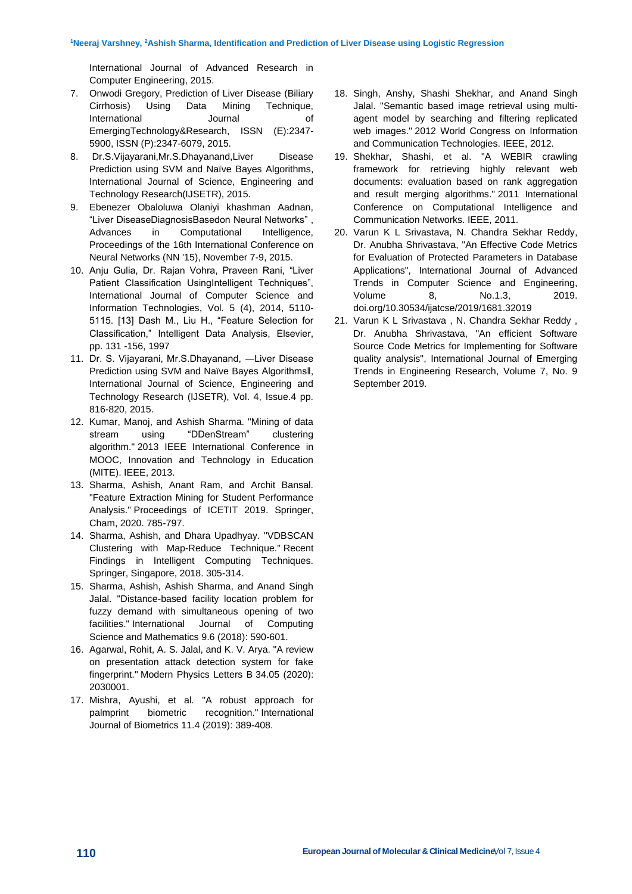International Journal of Advanced Research in Computer Engineering, 2015.

7. Onwodi Gregory, Prediction of Liver Disease (Biliary Cirrhosis) Using Data Mining Technique, International Journal of EmergingTechnology&Research, ISSN (E):2347-5900, ISSN (P):2347-6079, 2015.
8. Dr.S.Vijayarani,Mr.S.Dhayanand,Liver Disease Prediction using SVM and Naïve Bayes Algorithms, International Journal of Science, Engineering and Technology Research(IJSETR), 2015.
9. Ebenezer Obaloluwa Olaniyi khashman Aadnan, "Liver DiseaseDiagnosisBasedon Neural Networks" , Advances in Computational Intelligence, Proceedings of the 16th International Conference on Neural Networks (NN '15), November 7-9, 2015.
10. Anju Gulia, Dr. Rajan Vohra, Praveen Rani, "Liver Patient Classification UsingIntelligent Techniques", International Journal of Computer Science and Information Technologies, Vol. 5 (4), 2014, 5110-5115. [13] Dash M., Liu H., "Feature Selection for Classification," Intelligent Data Analysis, Elsevier, pp. 131 -156, 1997
11. Dr. S. Vijayarani, Mr.S.Dhayanand, ―Liver Disease Prediction using SVM and Naïve Bayes Algorithmsǁ, International Journal of Science, Engineering and Technology Research (IJSETR), Vol. 4, Issue.4 pp. 816-820, 2015.
12. Kumar, Manoj, and Ashish Sharma. "Mining of data stream using "DDenStream" clustering algorithm." 2013 IEEE International Conference in MOOC, Innovation and Technology in Education (MITE). IEEE, 2013.
13. Sharma, Ashish, Anant Ram, and Archit Bansal. "Feature Extraction Mining for Student Performance Analysis." Proceedings of ICETIT 2019. Springer, Cham, 2020. 785-797.
14. Sharma, Ashish, and Dhara Upadhyay. "VDBSCAN Clustering with Map-Reduce Technique." Recent Findings in Intelligent Computing Techniques. Springer, Singapore, 2018. 305-314.
15. Sharma, Ashish, Ashish Sharma, and Anand Singh Jalal. "Distance-based facility location problem for fuzzy demand with simultaneous opening of two facilities." International Journal of Computing Science and Mathematics 9.6 (2018): 590-601.
16. Agarwal, Rohit, A. S. Jalal, and K. V. Arya. "A review on presentation attack detection system for fake fingerprint." Modern Physics Letters B 34.05 (2020): 2030001.
17. Mishra, Ayushi, et al. "A robust approach for palmprint biometric recognition." International Journal of Biometrics 11.4 (2019): 389-408.
18. Singh, Anshy, Shashi Shekhar, and Anand Singh Jalal. "Semantic based image retrieval using multi-agent model by searching and filtering replicated web images." 2012 World Congress on Information and Communication Technologies. IEEE, 2012.
19. Shekhar, Shashi, et al. "A WEBIR crawling framework for retrieving highly relevant web documents: evaluation based on rank aggregation and result merging algorithms." 2011 International Conference on Computational Intelligence and Communication Networks. IEEE, 2011.
20. Varun K L Srivastava, N. Chandra Sekhar Reddy, Dr. Anubha Shrivastava, "An Effective Code Metrics for Evaluation of Protected Parameters in Database Applications", International Journal of Advanced Trends in Computer Science and Engineering, Volume 8, No.1.3, 2019. doi.org/10.30534/ijatcse/2019/1681.32019
21. Varun K L Srivastava , N. Chandra Sekhar Reddy , Dr. Anubha Shrivastava, "An efficient Software Source Code Metrics for Implementing for Software quality analysis", International Journal of Emerging Trends in Engineering Research, Volume 7, No. 9 September 2019.